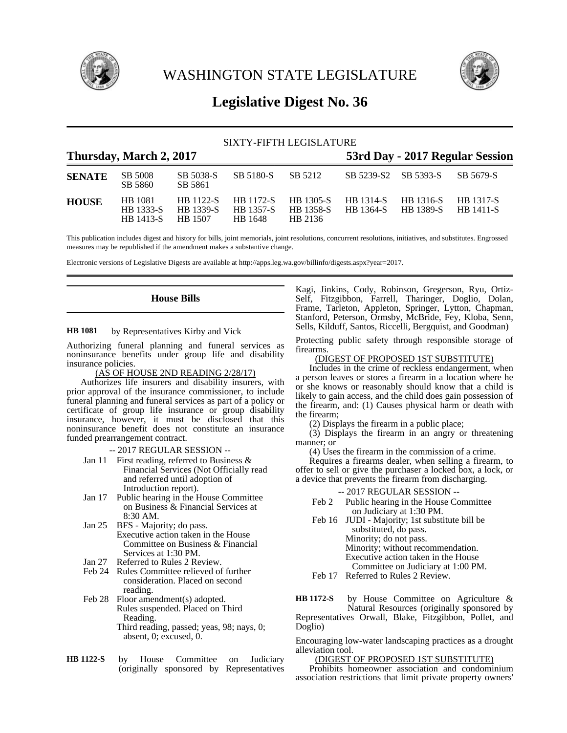# WASHINGTON STATE LEGISLATURE

# Legislative Digest No. 36

SIXTY-FIFTH LEGISLATURE

**Thursday, March 2, 2017** **53rd Day - 2017 Regular Session**

| | | | | | | | |
|---|---|---|---|---|---|---|---|
| **SENATE** | SB 5008<br>SB 5860 | SB 5038-S<br>SB 5861 | SB 5180-S | SB 5212 | SB 5239-S2 | SB 5393-S | SB 5679-S |
| **HOUSE** | HB 1081<br>HB 1333-S<br>HB 1413-S | HB 1122-S<br>HB 1339-S<br>HB 1507 | HB 1172-S<br>HB 1357-S<br>HB 1648 | HB 1305-S<br>HB 1358-S<br>HB 2136 | HB 1314-S<br>HB 1364-S | HB 1316-S<br>HB 1389-S | HB 1317-S<br>HB 1411-S |

This publication includes digest and history for bills, joint memorials, joint resolutions, concurrent resolutions, initiatives, and substitutes. Engrossed measures may be republished if the amendment makes a substantive change.

Electronic versions of Legislative Digests are available at http://apps.leg.wa.gov/billinfo/digests.aspx?year=2017.

## House Bills

**HB 1081** by Representatives Kirby and Vick

Authorizing funeral planning and funeral services as noninsurance benefits under group life and disability insurance policies.

(AS OF HOUSE 2ND READING 2/28/17)

Authorizes life insurers and disability insurers, with prior approval of the insurance commissioner, to include funeral planning and funeral services as part of a policy or certificate of group life insurance or group disability insurance, however, it must be disclosed that this noninsurance benefit does not constitute an insurance funded prearrangement contract.

-- 2017 REGULAR SESSION --

- Jan 11 First reading, referred to Business & Financial Services (Not Officially read and referred until adoption of Introduction report).
- Jan 17 Public hearing in the House Committee on Business & Financial Services at 8:30 AM.
- Jan 25 BFS - Majority; do pass. Executive action taken in the House Committee on Business & Financial Services at 1:30 PM.
- Jan 27 Referred to Rules 2 Review.
- Feb 24 Rules Committee relieved of further consideration. Placed on second reading.
- Feb 28 Floor amendment(s) adopted. Rules suspended. Placed on Third Reading. Third reading, passed; yeas, 98; nays, 0; absent, 0; excused, 0.

**HB 1122-S** by House Committee on Judiciary (originally sponsored by Representatives Kagi, Jinkins, Cody, Robinson, Gregerson, Ryu, Ortiz-Self, Fitzgibbon, Farrell, Tharinger, Doglio, Dolan, Frame, Tarleton, Appleton, Springer, Lytton, Chapman, Stanford, Peterson, Ormsby, McBride, Fey, Kloba, Senn, Sells, Kilduff, Santos, Riccelli, Bergquist, and Goodman)

Protecting public safety through responsible storage of firearms.

(DIGEST OF PROPOSED 1ST SUBSTITUTE)

Includes in the crime of reckless endangerment, when a person leaves or stores a firearm in a location where he or she knows or reasonably should know that a child is likely to gain access, and the child does gain possession of the firearm, and: (1) Causes physical harm or death with the firearm;

(2) Displays the firearm in a public place;

(3) Displays the firearm in an angry or threatening manner; or

(4) Uses the firearm in the commission of a crime.

Requires a firearms dealer, when selling a firearm, to offer to sell or give the purchaser a locked box, a lock, or a device that prevents the firearm from discharging.

-- 2017 REGULAR SESSION --

- Feb 2 Public hearing in the House Committee on Judiciary at 1:30 PM.
- Feb 16 JUDI - Majority; 1st substitute bill be substituted, do pass. Minority; do not pass. Minority; without recommendation. Executive action taken in the House Committee on Judiciary at 1:00 PM.
- Feb 17 Referred to Rules 2 Review.

**HB 1172-S** by House Committee on Agriculture & Natural Resources (originally sponsored by Representatives Orwall, Blake, Fitzgibbon, Pollet, and Doglio)

Encouraging low-water landscaping practices as a drought alleviation tool.

(DIGEST OF PROPOSED 1ST SUBSTITUTE)

Prohibits homeowner association and condominium association restrictions that limit private property owners'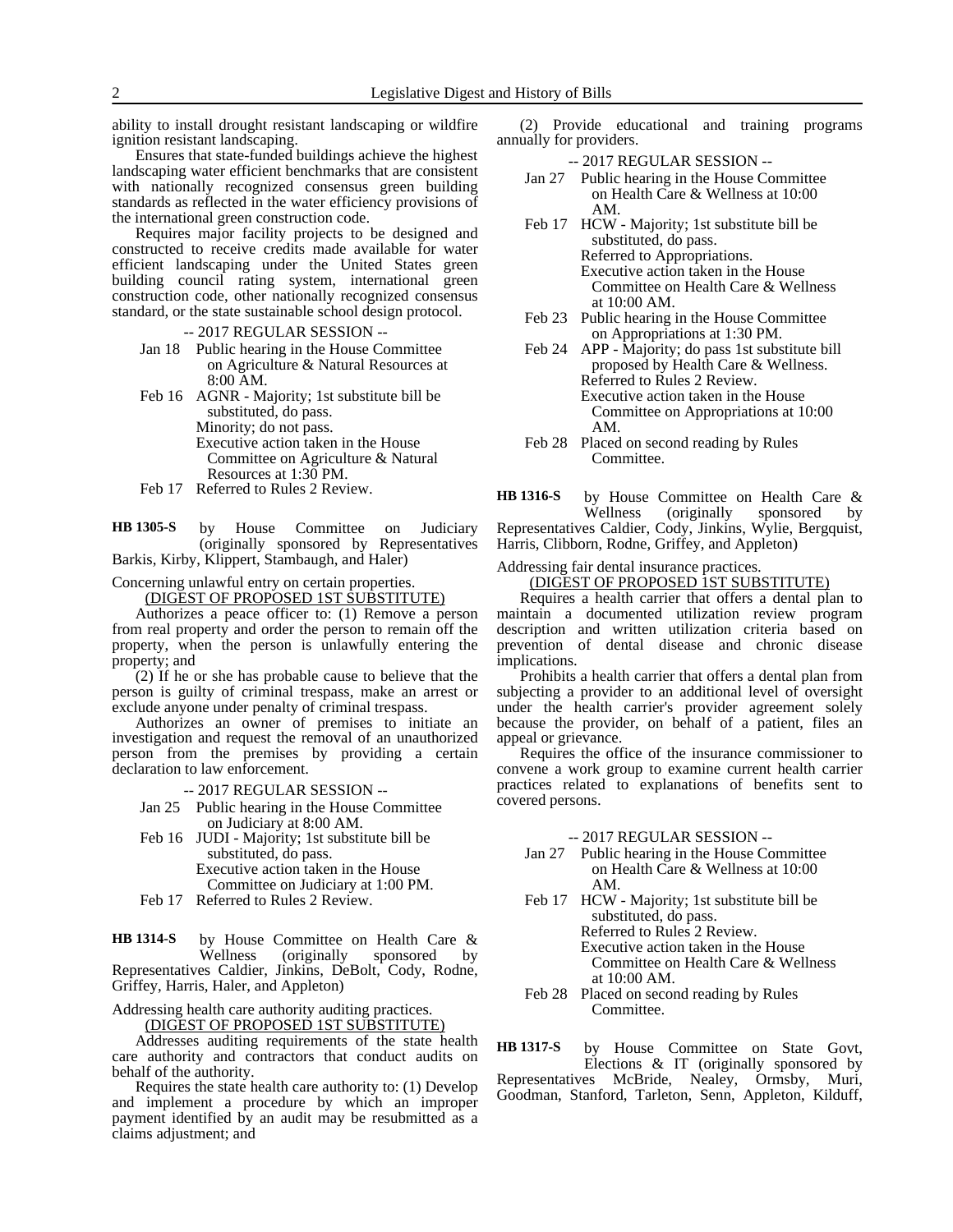ability to install drought resistant landscaping or wildfire ignition resistant landscaping.

Ensures that state-funded buildings achieve the highest landscaping water efficient benchmarks that are consistent with nationally recognized consensus green building standards as reflected in the water efficiency provisions of the international green construction code.

Requires major facility projects to be designed and constructed to receive credits made available for water efficient landscaping under the United States green building council rating system, international green construction code, other nationally recognized consensus standard, or the state sustainable school design protocol.

-- 2017 REGULAR SESSION --

Jan 18 Public hearing in the House Committee on Agriculture & Natural Resources at 8:00 AM.

Feb 16 AGNR - Majority; 1st substitute bill be substituted, do pass.
Minority; do not pass.
Executive action taken in the House Committee on Agriculture & Natural Resources at 1:30 PM.

Feb 17 Referred to Rules 2 Review.

**HB 1305-S** by House Committee on Judiciary (originally sponsored by Representatives Barkis, Kirby, Klippert, Stambaugh, and Haler)

Concerning unlawful entry on certain properties.

(DIGEST OF PROPOSED 1ST SUBSTITUTE)

Authorizes a peace officer to: (1) Remove a person from real property and order the person to remain off the property, when the person is unlawfully entering the property; and

(2) If he or she has probable cause to believe that the person is guilty of criminal trespass, make an arrest or exclude anyone under penalty of criminal trespass.

Authorizes an owner of premises to initiate an investigation and request the removal of an unauthorized person from the premises by providing a certain declaration to law enforcement.

-- 2017 REGULAR SESSION --

Jan 25 Public hearing in the House Committee on Judiciary at 8:00 AM.

Feb 16 JUDI - Majority; 1st substitute bill be substituted, do pass.
Executive action taken in the House Committee on Judiciary at 1:00 PM.

Feb 17 Referred to Rules 2 Review.

**HB 1314-S** by House Committee on Health Care & Wellness (originally sponsored by Representatives Caldier, Jinkins, DeBolt, Cody, Rodne, Griffey, Harris, Haler, and Appleton)

Addressing health care authority auditing practices.

(DIGEST OF PROPOSED 1ST SUBSTITUTE)

Addresses auditing requirements of the state health care authority and contractors that conduct audits on behalf of the authority.

Requires the state health care authority to: (1) Develop and implement a procedure by which an improper payment identified by an audit may be resubmitted as a claims adjustment; and

(2) Provide educational and training programs annually for providers.

-- 2017 REGULAR SESSION --

Jan 27 Public hearing in the House Committee on Health Care & Wellness at 10:00 AM.

Feb 17 HCW - Majority; 1st substitute bill be substituted, do pass.
Referred to Appropriations.
Executive action taken in the House Committee on Health Care & Wellness at 10:00 AM.

Feb 23 Public hearing in the House Committee on Appropriations at 1:30 PM.

Feb 24 APP - Majority; do pass 1st substitute bill proposed by Health Care & Wellness.
Referred to Rules 2 Review.
Executive action taken in the House Committee on Appropriations at 10:00 AM.

Feb 28 Placed on second reading by Rules Committee.

**HB 1316-S** by House Committee on Health Care & Wellness (originally sponsored by Representatives Caldier, Cody, Jinkins, Wylie, Bergquist, Harris, Clibborn, Rodne, Griffey, and Appleton)

Addressing fair dental insurance practices.

(DIGEST OF PROPOSED 1ST SUBSTITUTE)

Requires a health carrier that offers a dental plan to maintain a documented utilization review program description and written utilization criteria based on prevention of dental disease and chronic disease implications.

Prohibits a health carrier that offers a dental plan from subjecting a provider to an additional level of oversight under the health carrier's provider agreement solely because the provider, on behalf of a patient, files an appeal or grievance.

Requires the office of the insurance commissioner to convene a work group to examine current health carrier practices related to explanations of benefits sent to covered persons.

-- 2017 REGULAR SESSION --

Jan 27 Public hearing in the House Committee on Health Care & Wellness at 10:00 AM.

Feb 17 HCW - Majority; 1st substitute bill be substituted, do pass.
Referred to Rules 2 Review.
Executive action taken in the House Committee on Health Care & Wellness at 10:00 AM.

Feb 28 Placed on second reading by Rules Committee.

**HB 1317-S** by House Committee on State Govt, Elections & IT (originally sponsored by Representatives McBride, Nealey, Ormsby, Muri, Goodman, Stanford, Tarleton, Senn, Appleton, Kilduff,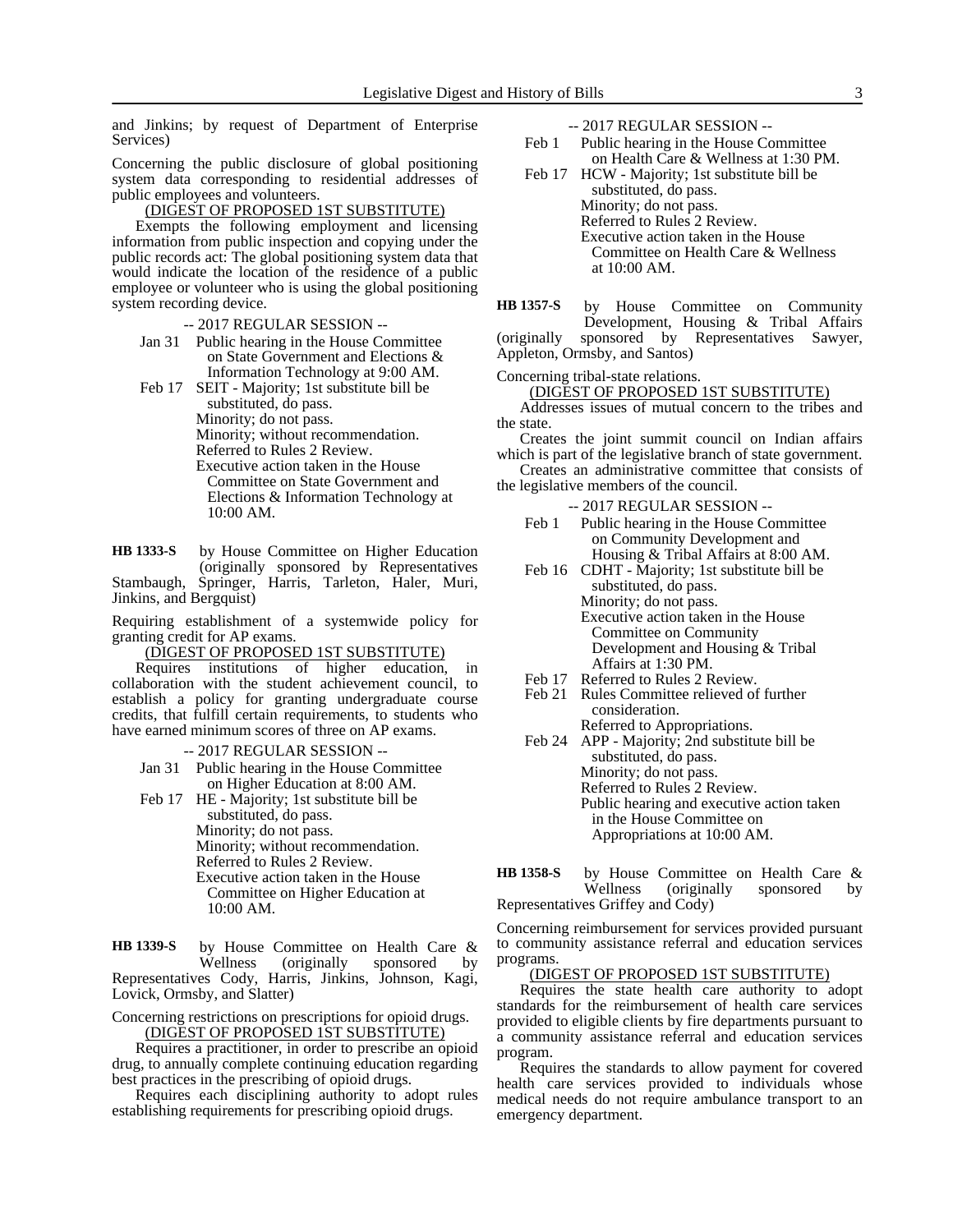and Jinkins; by request of Department of Enterprise Services)

Concerning the public disclosure of global positioning system data corresponding to residential addresses of public employees and volunteers.

(DIGEST OF PROPOSED 1ST SUBSTITUTE)

Exempts the following employment and licensing information from public inspection and copying under the public records act: The global positioning system data that would indicate the location of the residence of a public employee or volunteer who is using the global positioning system recording device.

-- 2017 REGULAR SESSION --

Jan 31 Public hearing in the House Committee on State Government and Elections & Information Technology at 9:00 AM.

Feb 17 SEIT - Majority; 1st substitute bill be substituted, do pass.
Minority; do not pass.
Minority; without recommendation.
Referred to Rules 2 Review.
Executive action taken in the House Committee on State Government and Elections & Information Technology at 10:00 AM.

**HB 1333-S** by House Committee on Higher Education (originally sponsored by Representatives Stambaugh, Springer, Harris, Tarleton, Haler, Muri, Jinkins, and Bergquist)

Requiring establishment of a systemwide policy for granting credit for AP exams.

(DIGEST OF PROPOSED 1ST SUBSTITUTE)

Requires institutions of higher education, in collaboration with the student achievement council, to establish a policy for granting undergraduate course credits, that fulfill certain requirements, to students who have earned minimum scores of three on AP exams.

-- 2017 REGULAR SESSION --

Jan 31 Public hearing in the House Committee on Higher Education at 8:00 AM.

Feb 17 HE - Majority; 1st substitute bill be substituted, do pass.
Minority; do not pass.
Minority; without recommendation.
Referred to Rules 2 Review.
Executive action taken in the House Committee on Higher Education at 10:00 AM.

**HB 1339-S** by House Committee on Health Care & Wellness (originally sponsored by Representatives Cody, Harris, Jinkins, Johnson, Kagi, Lovick, Ormsby, and Slatter)

Concerning restrictions on prescriptions for opioid drugs.

(DIGEST OF PROPOSED 1ST SUBSTITUTE)

Requires a practitioner, in order to prescribe an opioid drug, to annually complete continuing education regarding best practices in the prescribing of opioid drugs.

Requires each disciplining authority to adopt rules establishing requirements for prescribing opioid drugs.

-- 2017 REGULAR SESSION --

Feb 1 Public hearing in the House Committee on Health Care & Wellness at 1:30 PM.

Feb 17 HCW - Majority; 1st substitute bill be substituted, do pass.
Minority; do not pass.
Referred to Rules 2 Review.
Executive action taken in the House Committee on Health Care & Wellness at 10:00 AM.

**HB 1357-S** by House Committee on Community Development, Housing & Tribal Affairs (originally sponsored by Representatives Sawyer, Appleton, Ormsby, and Santos)

Concerning tribal-state relations.

(DIGEST OF PROPOSED 1ST SUBSTITUTE)

Addresses issues of mutual concern to the tribes and the state.

Creates the joint summit council on Indian affairs which is part of the legislative branch of state government.

Creates an administrative committee that consists of the legislative members of the council.

-- 2017 REGULAR SESSION --

Feb 1 Public hearing in the House Committee on Community Development and Housing & Tribal Affairs at 8:00 AM.

Feb 16 CDHT - Majority; 1st substitute bill be substituted, do pass.
Minority; do not pass.
Executive action taken in the House Committee on Community Development and Housing & Tribal Affairs at 1:30 PM.

Feb 17 Referred to Rules 2 Review.

Feb 21 Rules Committee relieved of further consideration.
Referred to Appropriations.

Feb 24 APP - Majority; 2nd substitute bill be substituted, do pass.
Minority; do not pass.
Referred to Rules 2 Review.
Public hearing and executive action taken in the House Committee on Appropriations at 10:00 AM.

**HB 1358-S** by House Committee on Health Care & Wellness (originally sponsored by Representatives Griffey and Cody)

Concerning reimbursement for services provided pursuant to community assistance referral and education services programs.

(DIGEST OF PROPOSED 1ST SUBSTITUTE)

Requires the state health care authority to adopt standards for the reimbursement of health care services provided to eligible clients by fire departments pursuant to a community assistance referral and education services program.

Requires the standards to allow payment for covered health care services provided to individuals whose medical needs do not require ambulance transport to an emergency department.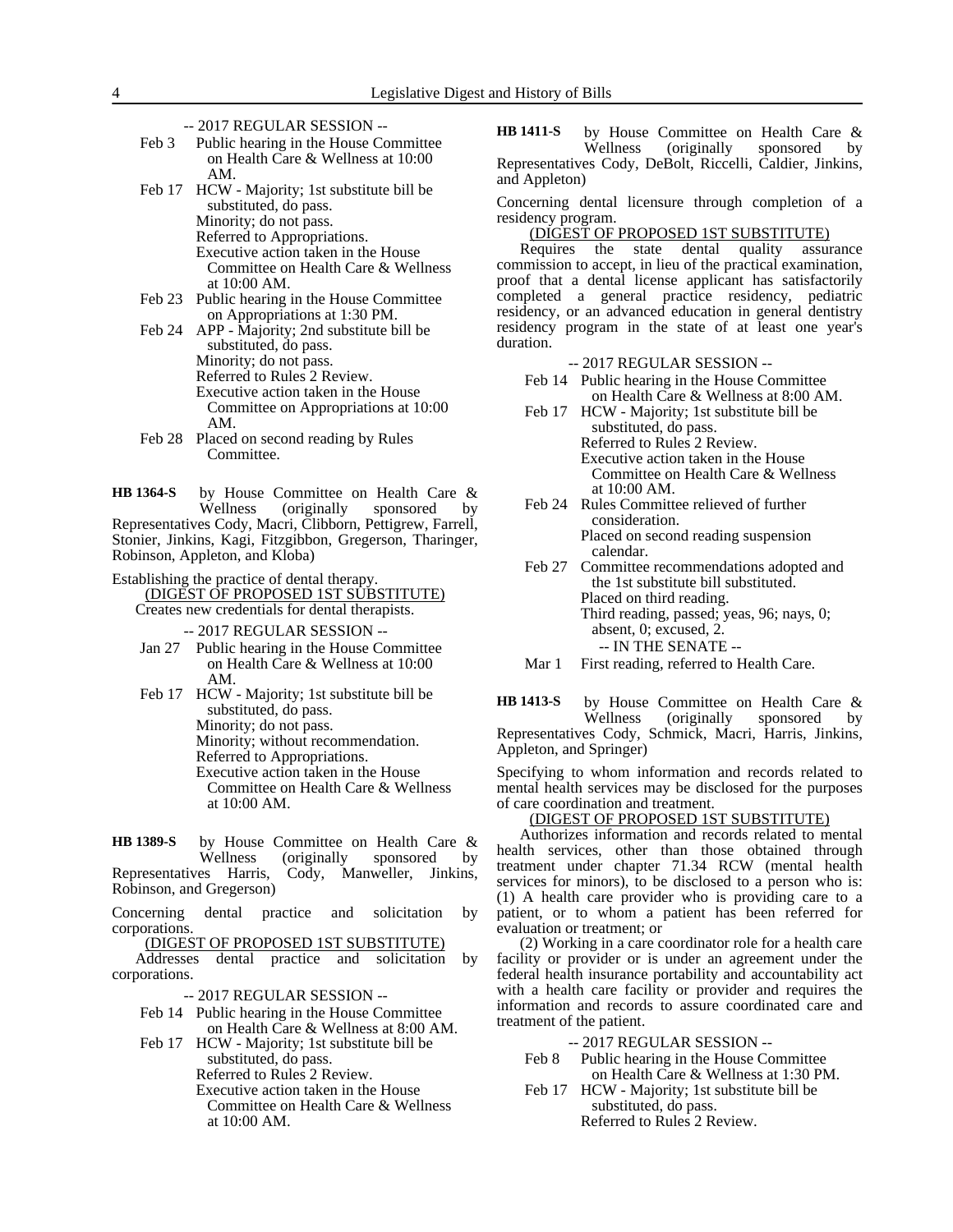-- 2017 REGULAR SESSION --

Feb 3 Public hearing in the House Committee on Health Care & Wellness at 10:00 AM.

Feb 17 HCW - Majority; 1st substitute bill be substituted, do pass.
Minority; do not pass.
Referred to Appropriations.
Executive action taken in the House Committee on Health Care & Wellness at 10:00 AM.

Feb 23 Public hearing in the House Committee on Appropriations at 1:30 PM.

Feb 24 APP - Majority; 2nd substitute bill be substituted, do pass.
Minority; do not pass.
Referred to Rules 2 Review.
Executive action taken in the House Committee on Appropriations at 10:00 AM.

Feb 28 Placed on second reading by Rules Committee.

**HB 1364-S** by House Committee on Health Care & Wellness (originally sponsored by Representatives Cody, Macri, Clibborn, Pettigrew, Farrell, Stonier, Jinkins, Kagi, Fitzgibbon, Gregerson, Tharinger, Robinson, Appleton, and Kloba)

Establishing the practice of dental therapy.

(DIGEST OF PROPOSED 1ST SUBSTITUTE)

Creates new credentials for dental therapists.

-- 2017 REGULAR SESSION --

Jan 27 Public hearing in the House Committee on Health Care & Wellness at 10:00 AM.

Feb 17 HCW - Majority; 1st substitute bill be substituted, do pass.
Minority; do not pass.
Minority; without recommendation.
Referred to Appropriations.
Executive action taken in the House Committee on Health Care & Wellness at 10:00 AM.

**HB 1389-S** by House Committee on Health Care & Wellness (originally sponsored by Representatives Harris, Cody, Manweller, Jinkins, Robinson, and Gregerson)

Concerning dental practice and solicitation by corporations.

(DIGEST OF PROPOSED 1ST SUBSTITUTE)

Addresses dental practice and solicitation by corporations.

-- 2017 REGULAR SESSION --

Feb 14 Public hearing in the House Committee on Health Care & Wellness at 8:00 AM.

Feb 17 HCW - Majority; 1st substitute bill be substituted, do pass.
Referred to Rules 2 Review.
Executive action taken in the House Committee on Health Care & Wellness at 10:00 AM.

**HB 1411-S** by House Committee on Health Care & Wellness (originally sponsored by Representatives Cody, DeBolt, Riccelli, Caldier, Jinkins, and Appleton)

Concerning dental licensure through completion of a residency program.

(DIGEST OF PROPOSED 1ST SUBSTITUTE)

Requires the state dental quality assurance commission to accept, in lieu of the practical examination, proof that a dental license applicant has satisfactorily completed a general practice residency, pediatric residency, or an advanced education in general dentistry residency program in the state of at least one year's duration.

-- 2017 REGULAR SESSION --

Feb 14 Public hearing in the House Committee on Health Care & Wellness at 8:00 AM.

Feb 17 HCW - Majority; 1st substitute bill be substituted, do pass.
Referred to Rules 2 Review.
Executive action taken in the House Committee on Health Care & Wellness at 10:00 AM.

Feb 24 Rules Committee relieved of further consideration.
Placed on second reading suspension calendar.

Feb 27 Committee recommendations adopted and the 1st substitute bill substituted.
Placed on third reading.
Third reading, passed; yeas, 96; nays, 0; absent, 0; excused, 2.

-- IN THE SENATE --

Mar 1 First reading, referred to Health Care.

**HB 1413-S** by House Committee on Health Care & Wellness (originally sponsored by Representatives Cody, Schmick, Macri, Harris, Jinkins, Appleton, and Springer)

Specifying to whom information and records related to mental health services may be disclosed for the purposes of care coordination and treatment.

(DIGEST OF PROPOSED 1ST SUBSTITUTE)

Authorizes information and records related to mental health services, other than those obtained through treatment under chapter 71.34 RCW (mental health services for minors), to be disclosed to a person who is: (1) A health care provider who is providing care to a patient, or to whom a patient has been referred for evaluation or treatment; or

(2) Working in a care coordinator role for a health care facility or provider or is under an agreement under the federal health insurance portability and accountability act with a health care facility or provider and requires the information and records to assure coordinated care and treatment of the patient.

-- 2017 REGULAR SESSION --

Feb 8 Public hearing in the House Committee on Health Care & Wellness at 1:30 PM.

Feb 17 HCW - Majority; 1st substitute bill be substituted, do pass.
Referred to Rules 2 Review.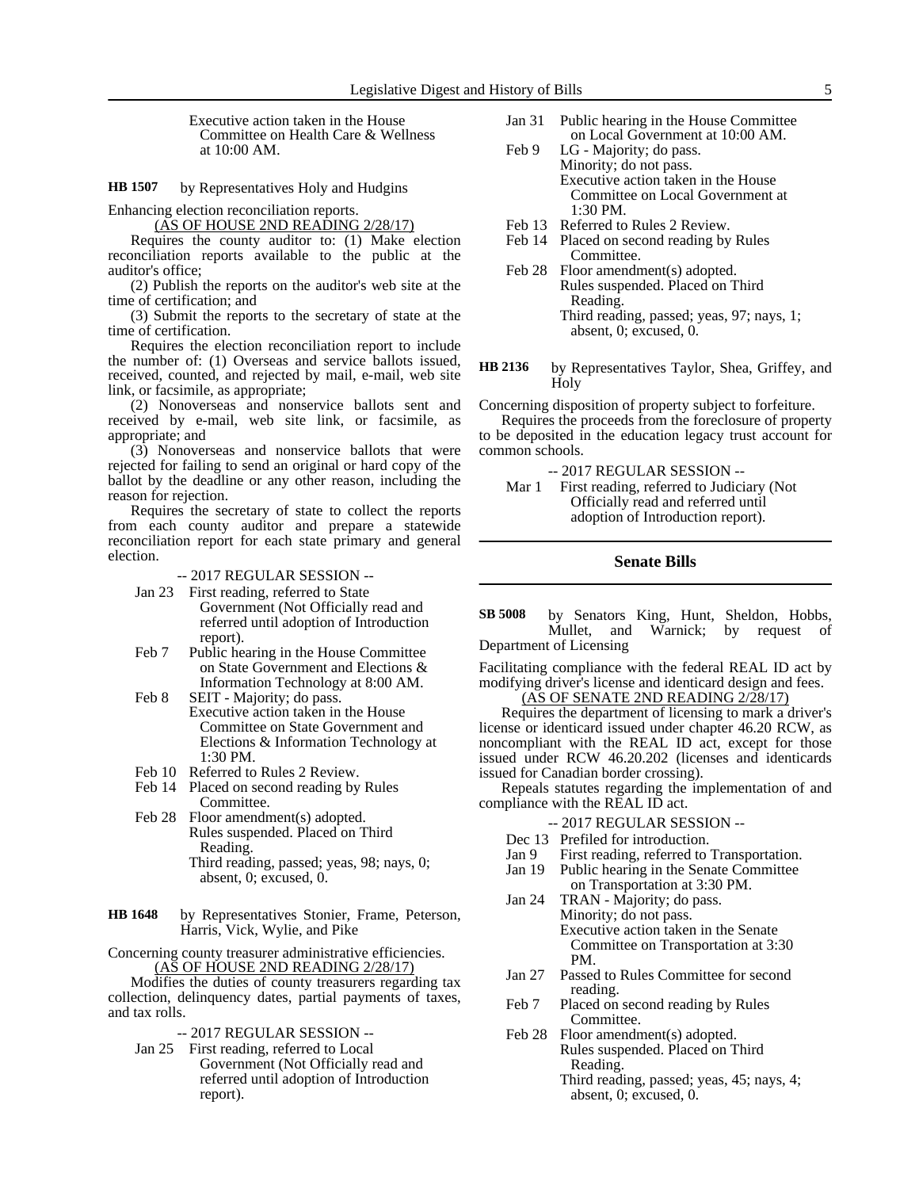Executive action taken in the House Committee on Health Care & Wellness at 10:00 AM.

**HB 1507** by Representatives Holy and Hudgins

Enhancing election reconciliation reports.

(AS OF HOUSE 2ND READING 2/28/17)

Requires the county auditor to: (1) Make election reconciliation reports available to the public at the auditor's office;

(2) Publish the reports on the auditor's web site at the time of certification; and

(3) Submit the reports to the secretary of state at the time of certification.

Requires the election reconciliation report to include the number of: (1) Overseas and service ballots issued, received, counted, and rejected by mail, e-mail, web site link, or facsimile, as appropriate;

(2) Nonoverseas and nonservice ballots sent and received by e-mail, web site link, or facsimile, as appropriate; and

(3) Nonoverseas and nonservice ballots that were rejected for failing to send an original or hard copy of the ballot by the deadline or any other reason, including the reason for rejection.

Requires the secretary of state to collect the reports from each county auditor and prepare a statewide reconciliation report for each state primary and general election.

-- 2017 REGULAR SESSION --

- Jan 23 First reading, referred to State Government (Not Officially read and referred until adoption of Introduction report).
- Feb 7 Public hearing in the House Committee on State Government and Elections & Information Technology at 8:00 AM.
- Feb 8 SEIT - Majority; do pass. Executive action taken in the House Committee on State Government and Elections & Information Technology at 1:30 PM.
- Feb 10 Referred to Rules 2 Review.
- Feb 14 Placed on second reading by Rules Committee.
- Feb 28 Floor amendment(s) adopted. Rules suspended. Placed on Third Reading. Third reading, passed; yeas, 98; nays, 0; absent, 0; excused, 0.

**HB 1648** by Representatives Stonier, Frame, Peterson, Harris, Vick, Wylie, and Pike

Concerning county treasurer administrative efficiencies.

(AS OF HOUSE 2ND READING 2/28/17)

Modifies the duties of county treasurers regarding tax collection, delinquency dates, partial payments of taxes, and tax rolls.

-- 2017 REGULAR SESSION --

- Jan 25 First reading, referred to Local Government (Not Officially read and referred until adoption of Introduction report).
- Jan 31 Public hearing in the House Committee on Local Government at 10:00 AM.
- Feb 9 LG - Majority; do pass. Minority; do not pass. Executive action taken in the House Committee on Local Government at 1:30 PM.
- Feb 13 Referred to Rules 2 Review.
- Feb 14 Placed on second reading by Rules Committee.
- Feb 28 Floor amendment(s) adopted. Rules suspended. Placed on Third Reading. Third reading, passed; yeas, 97; nays, 1; absent, 0; excused, 0.

**HB 2136** by Representatives Taylor, Shea, Griffey, and Holy

Concerning disposition of property subject to forfeiture.

Requires the proceeds from the foreclosure of property to be deposited in the education legacy trust account for common schools.

-- 2017 REGULAR SESSION --

- Mar 1 First reading, referred to Judiciary (Not Officially read and referred until adoption of Introduction report).

## Senate Bills

**SB 5008** by Senators King, Hunt, Sheldon, Hobbs, Mullet, and Warnick; by request of Department of Licensing

Facilitating compliance with the federal REAL ID act by modifying driver's license and identicard design and fees.

(AS OF SENATE 2ND READING 2/28/17)

Requires the department of licensing to mark a driver's license or identicard issued under chapter 46.20 RCW, as noncompliant with the REAL ID act, except for those issued under RCW 46.20.202 (licenses and identicards issued for Canadian border crossing).

Repeals statutes regarding the implementation of and compliance with the REAL ID act.

-- 2017 REGULAR SESSION --

- Dec 13 Prefiled for introduction.
- Jan 9 First reading, referred to Transportation.
- Jan 19 Public hearing in the Senate Committee on Transportation at 3:30 PM.
- Jan 24 TRAN - Majority; do pass. Minority; do not pass. Executive action taken in the Senate Committee on Transportation at 3:30 PM.
- Jan 27 Passed to Rules Committee for second reading.
- Feb 7 Placed on second reading by Rules Committee.
- Feb 28 Floor amendment(s) adopted. Rules suspended. Placed on Third Reading. Third reading, passed; yeas, 45; nays, 4; absent, 0; excused, 0.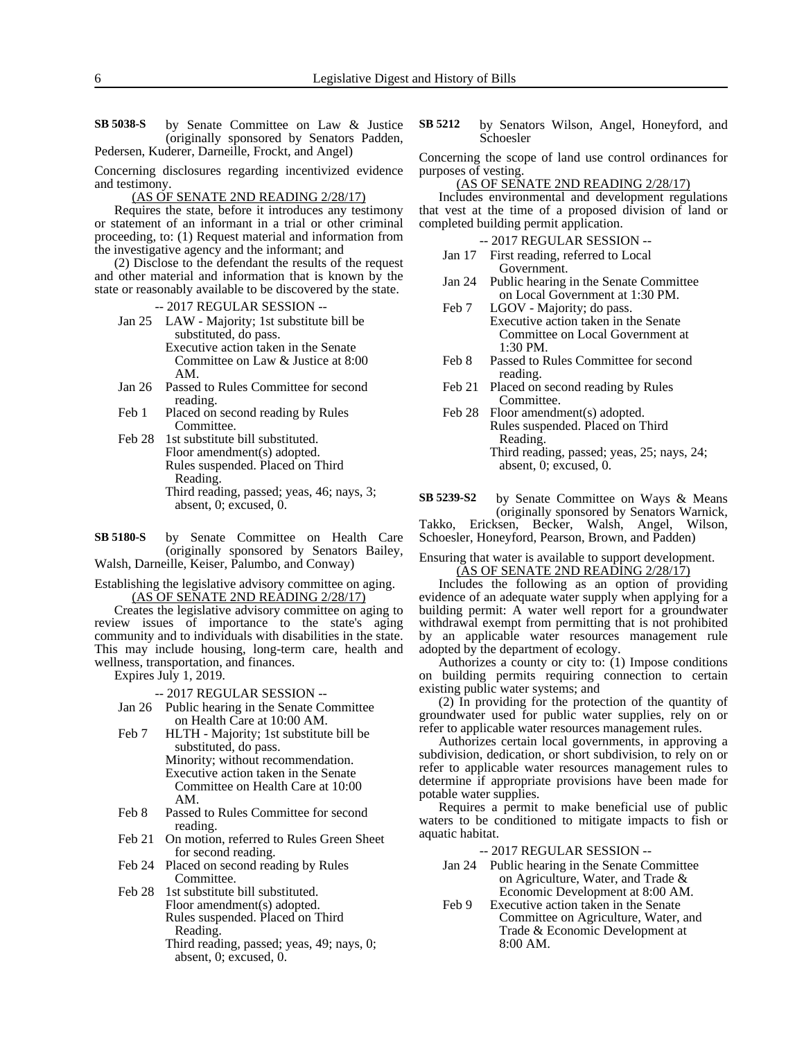**SB 5038-S** by Senate Committee on Law & Justice (originally sponsored by Senators Padden, Pedersen, Kuderer, Darneille, Frockt, and Angel)

Concerning disclosures regarding incentivized evidence and testimony.

(AS OF SENATE 2ND READING 2/28/17)

Requires the state, before it introduces any testimony or statement of an informant in a trial or other criminal proceeding, to: (1) Request material and information from the investigative agency and the informant; and

(2) Disclose to the defendant the results of the request and other material and information that is known by the state or reasonably available to be discovered by the state.

-- 2017 REGULAR SESSION --

Jan 25 LAW - Majority; 1st substitute bill be substituted, do pass.
Executive action taken in the Senate Committee on Law & Justice at 8:00 AM.
Jan 26 Passed to Rules Committee for second reading.
Feb 1 Placed on second reading by Rules Committee.
Feb 28 1st substitute bill substituted.
Floor amendment(s) adopted.
Rules suspended. Placed on Third Reading.
Third reading, passed; yeas, 46; nays, 3; absent, 0; excused, 0.

**SB 5180-S** by Senate Committee on Health Care (originally sponsored by Senators Bailey, Walsh, Darneille, Keiser, Palumbo, and Conway)

Establishing the legislative advisory committee on aging.

(AS OF SENATE 2ND READING 2/28/17)

Creates the legislative advisory committee on aging to review issues of importance to the state's aging community and to individuals with disabilities in the state. This may include housing, long-term care, health and wellness, transportation, and finances.

Expires July 1, 2019.

-- 2017 REGULAR SESSION --

Jan 26 Public hearing in the Senate Committee on Health Care at 10:00 AM.
Feb 7 HLTH - Majority; 1st substitute bill be substituted, do pass.
Minority; without recommendation.
Executive action taken in the Senate Committee on Health Care at 10:00 AM.
Feb 8 Passed to Rules Committee for second reading.
Feb 21 On motion, referred to Rules Green Sheet for second reading.
Feb 24 Placed on second reading by Rules Committee.
Feb 28 1st substitute bill substituted.
Floor amendment(s) adopted.
Rules suspended. Placed on Third Reading.
Third reading, passed; yeas, 49; nays, 0; absent, 0; excused, 0.

**SB 5212** by Senators Wilson, Angel, Honeyford, and Schoesler

Concerning the scope of land use control ordinances for purposes of vesting.

(AS OF SENATE 2ND READING 2/28/17)

Includes environmental and development regulations that vest at the time of a proposed division of land or completed building permit application.

-- 2017 REGULAR SESSION --

Jan 17 First reading, referred to Local Government.
Jan 24 Public hearing in the Senate Committee on Local Government at 1:30 PM.
Feb 7 LGOV - Majority; do pass.
Executive action taken in the Senate Committee on Local Government at 1:30 PM.
Feb 8 Passed to Rules Committee for second reading.
Feb 21 Placed on second reading by Rules Committee.
Feb 28 Floor amendment(s) adopted.
Rules suspended. Placed on Third Reading.
Third reading, passed; yeas, 25; nays, 24; absent, 0; excused, 0.

**SB 5239-S2** by Senate Committee on Ways & Means (originally sponsored by Senators Warnick, Takko, Ericksen, Becker, Walsh, Angel, Wilson, Schoesler, Honeyford, Pearson, Brown, and Padden)

Ensuring that water is available to support development.

(AS OF SENATE 2ND READING 2/28/17)

Includes the following as an option of providing evidence of an adequate water supply when applying for a building permit: A water well report for a groundwater withdrawal exempt from permitting that is not prohibited by an applicable water resources management rule adopted by the department of ecology.

Authorizes a county or city to: (1) Impose conditions on building permits requiring connection to certain existing public water systems; and

(2) In providing for the protection of the quantity of groundwater used for public water supplies, rely on or refer to applicable water resources management rules.

Authorizes certain local governments, in approving a subdivision, dedication, or short subdivision, to rely on or refer to applicable water resources management rules to determine if appropriate provisions have been made for potable water supplies.

Requires a permit to make beneficial use of public waters to be conditioned to mitigate impacts to fish or aquatic habitat.

-- 2017 REGULAR SESSION --

Jan 24 Public hearing in the Senate Committee on Agriculture, Water, and Trade & Economic Development at 8:00 AM.
Feb 9 Executive action taken in the Senate Committee on Agriculture, Water, and Trade & Economic Development at 8:00 AM.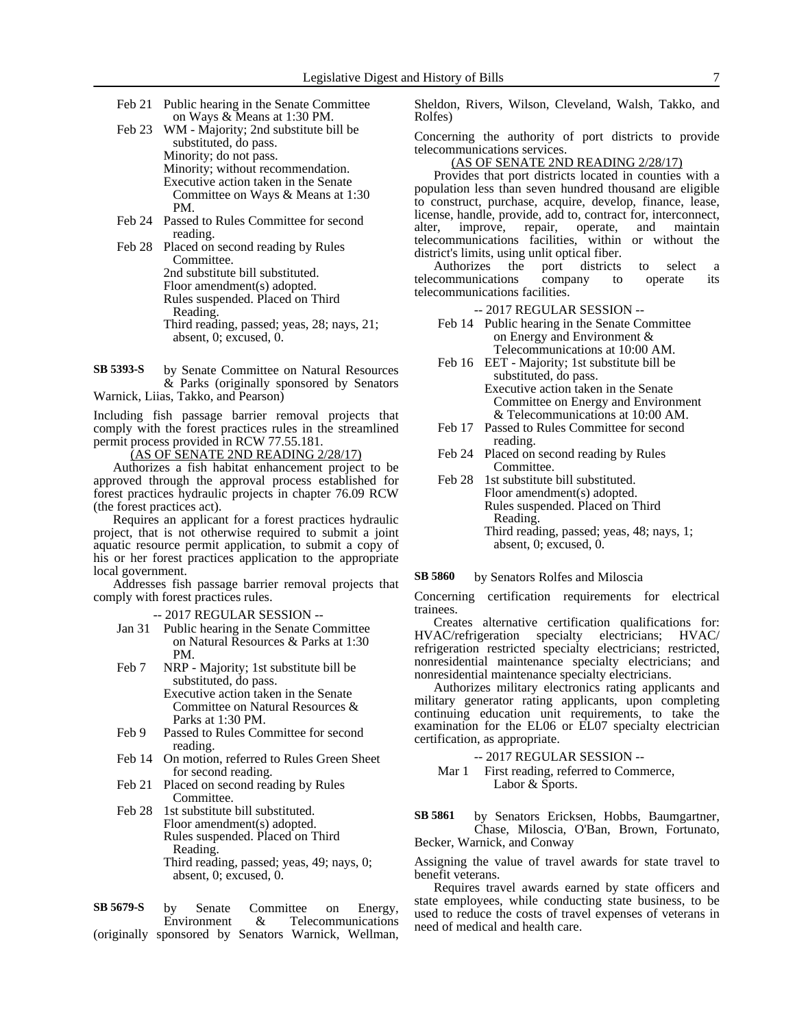Feb 21 Public hearing in the Senate Committee on Ways & Means at 1:30 PM.
Feb 23 WM - Majority; 2nd substitute bill be substituted, do pass.
Minority; do not pass.
Minority; without recommendation.
Executive action taken in the Senate Committee on Ways & Means at 1:30 PM.
Feb 24 Passed to Rules Committee for second reading.
Feb 28 Placed on second reading by Rules Committee.
2nd substitute bill substituted.
Floor amendment(s) adopted.
Rules suspended. Placed on Third Reading.
Third reading, passed; yeas, 28; nays, 21; absent, 0; excused, 0.

**SB 5393-S** by Senate Committee on Natural Resources & Parks (originally sponsored by Senators Warnick, Liias, Takko, and Pearson)

Including fish passage barrier removal projects that comply with the forest practices rules in the streamlined permit process provided in RCW 77.55.181.

(AS OF SENATE 2ND READING 2/28/17)

Authorizes a fish habitat enhancement project to be approved through the approval process established for forest practices hydraulic projects in chapter 76.09 RCW (the forest practices act).

Requires an applicant for a forest practices hydraulic project, that is not otherwise required to submit a joint aquatic resource permit application, to submit a copy of his or her forest practices application to the appropriate local government.

Addresses fish passage barrier removal projects that comply with forest practices rules.

-- 2017 REGULAR SESSION --

Jan 31 Public hearing in the Senate Committee on Natural Resources & Parks at 1:30 PM.
Feb 7 NRP - Majority; 1st substitute bill be substituted, do pass.
Executive action taken in the Senate Committee on Natural Resources & Parks at 1:30 PM.
Feb 9 Passed to Rules Committee for second reading.
Feb 14 On motion, referred to Rules Green Sheet for second reading.
Feb 21 Placed on second reading by Rules Committee.
Feb 28 1st substitute bill substituted.
Floor amendment(s) adopted.
Rules suspended. Placed on Third Reading.
Third reading, passed; yeas, 49; nays, 0; absent, 0; excused, 0.

**SB 5679-S** by Senate Committee on Energy, Environment & Telecommunications (originally sponsored by Senators Warnick, Wellman, Sheldon, Rivers, Wilson, Cleveland, Walsh, Takko, and Rolfes)

Concerning the authority of port districts to provide telecommunications services.

(AS OF SENATE 2ND READING 2/28/17)

Provides that port districts located in counties with a population less than seven hundred thousand are eligible to construct, purchase, acquire, develop, finance, lease, license, handle, provide, add to, contract for, interconnect, alter, improve, repair, operate, and maintain telecommunications facilities, within or without the district's limits, using unlit optical fiber.

Authorizes the port districts to select a telecommunications company to operate its telecommunications facilities.

-- 2017 REGULAR SESSION --

Feb 14 Public hearing in the Senate Committee on Energy and Environment & Telecommunications at 10:00 AM.
Feb 16 EET - Majority; 1st substitute bill be substituted, do pass.
Executive action taken in the Senate Committee on Energy and Environment & Telecommunications at 10:00 AM.
Feb 17 Passed to Rules Committee for second reading.
Feb 24 Placed on second reading by Rules Committee.
Feb 28 1st substitute bill substituted.
Floor amendment(s) adopted.
Rules suspended. Placed on Third Reading.
Third reading, passed; yeas, 48; nays, 1; absent, 0; excused, 0.

**SB 5860** by Senators Rolfes and Miloscia

Concerning certification requirements for electrical trainees.

Creates alternative certification qualifications for: HVAC/refrigeration specialty electricians; HVAC/refrigeration restricted specialty electricians; restricted, nonresidential maintenance specialty electricians; and nonresidential maintenance specialty electricians.

Authorizes military electronics rating applicants and military generator rating applicants, upon completing continuing education unit requirements, to take the examination for the EL06 or EL07 specialty electrician certification, as appropriate.

-- 2017 REGULAR SESSION --

Mar 1 First reading, referred to Commerce, Labor & Sports.

**SB 5861** by Senators Ericksen, Hobbs, Baumgartner, Chase, Miloscia, O'Ban, Brown, Fortunato, Becker, Warnick, and Conway

Assigning the value of travel awards for state travel to benefit veterans.

Requires travel awards earned by state officers and state employees, while conducting state business, to be used to reduce the costs of travel expenses of veterans in need of medical and health care.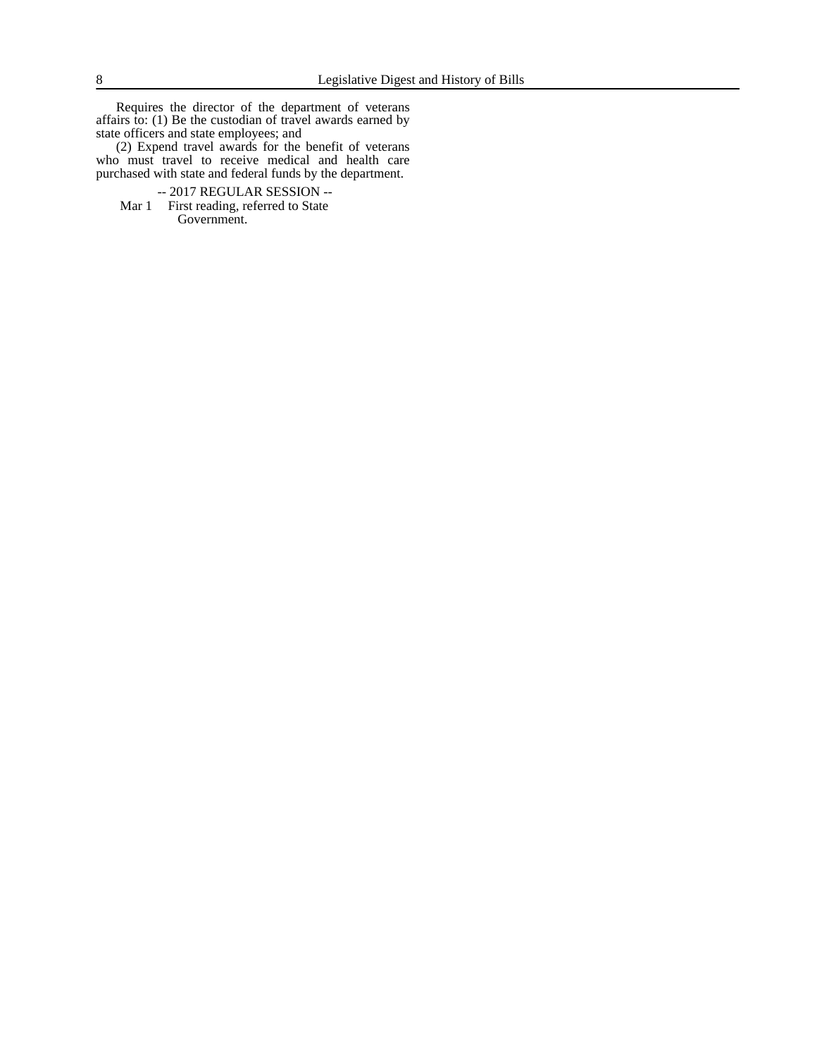Requires the director of the department of veterans affairs to: (1) Be the custodian of travel awards earned by state officers and state employees; and

(2) Expend travel awards for the benefit of veterans who must travel to receive medical and health care purchased with state and federal funds by the department.

-- 2017 REGULAR SESSION --

Mar 1 First reading, referred to State Government.